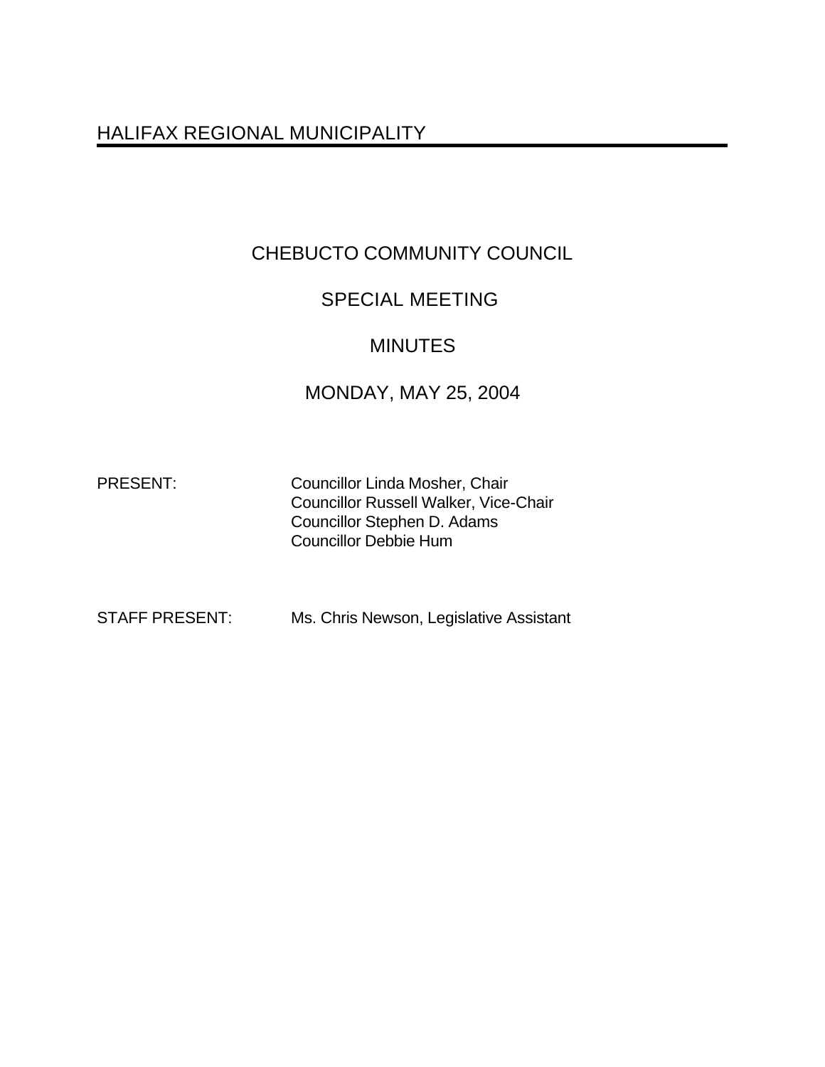HALIFAX REGIONAL MUNICIPALITY

# CHEBUCTO COMMUNITY COUNCIL

## SPECIAL MEETING

## MINUTES

## MONDAY, MAY 25, 2004

PRESENT: Councillor Linda Mosher, Chair
Councillor Russell Walker, Vice-Chair
Councillor Stephen D. Adams
Councillor Debbie Hum

STAFF PRESENT: Ms. Chris Newson, Legislative Assistant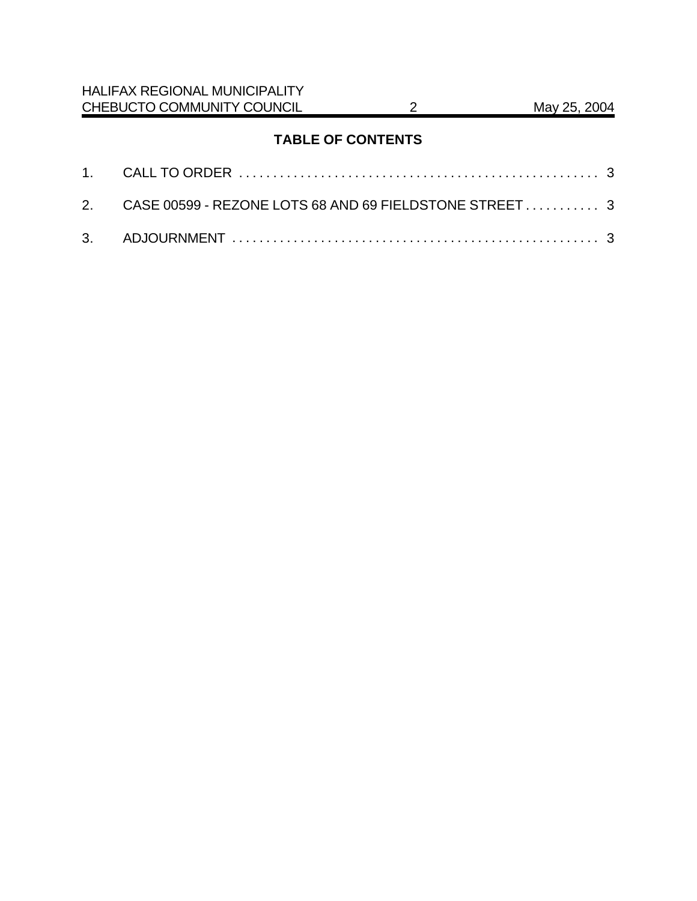## TABLE OF CONTENTS

1. CALL TO ORDER . . . . . . . . . . . . . . . . . . . . . . . . . . . . . . . . . . . . . . . . . . . . . . . . . . . . . 3
2. CASE 00599 - REZONE LOTS 68 AND 69 FIELDSTONE STREET . . . . . . . . . . . 3
3. ADJOURNMENT . . . . . . . . . . . . . . . . . . . . . . . . . . . . . . . . . . . . . . . . . . . . . . . . . . . . . 3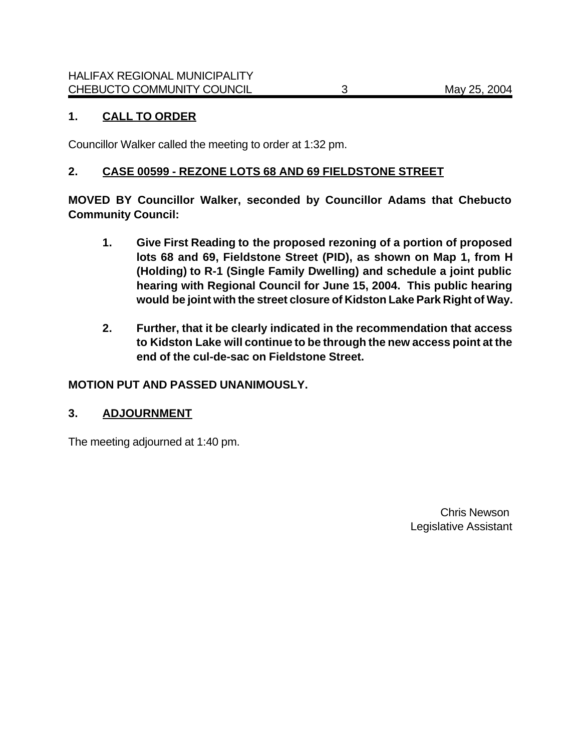## 1. CALL TO ORDER

Councillor Walker called the meeting to order at 1:32 pm.

## 2. CASE 00599 - REZONE LOTS 68 AND 69 FIELDSTONE STREET

**MOVED BY Councillor Walker, seconded by Councillor Adams that Chebucto Community Council:**

1. **Give First Reading to the proposed rezoning of a portion of proposed lots 68 and 69, Fieldstone Street (PID), as shown on Map 1, from H (Holding) to R-1 (Single Family Dwelling) and schedule a joint public hearing with Regional Council for June 15, 2004. This public hearing would be joint with the street closure of Kidston Lake Park Right of Way.**

2. **Further, that it be clearly indicated in the recommendation that access to Kidston Lake will continue to be through the new access point at the end of the cul-de-sac on Fieldstone Street.**

**MOTION PUT AND PASSED UNANIMOUSLY.**

## 3. ADJOURNMENT

The meeting adjourned at 1:40 pm.

Chris Newson
Legislative Assistant